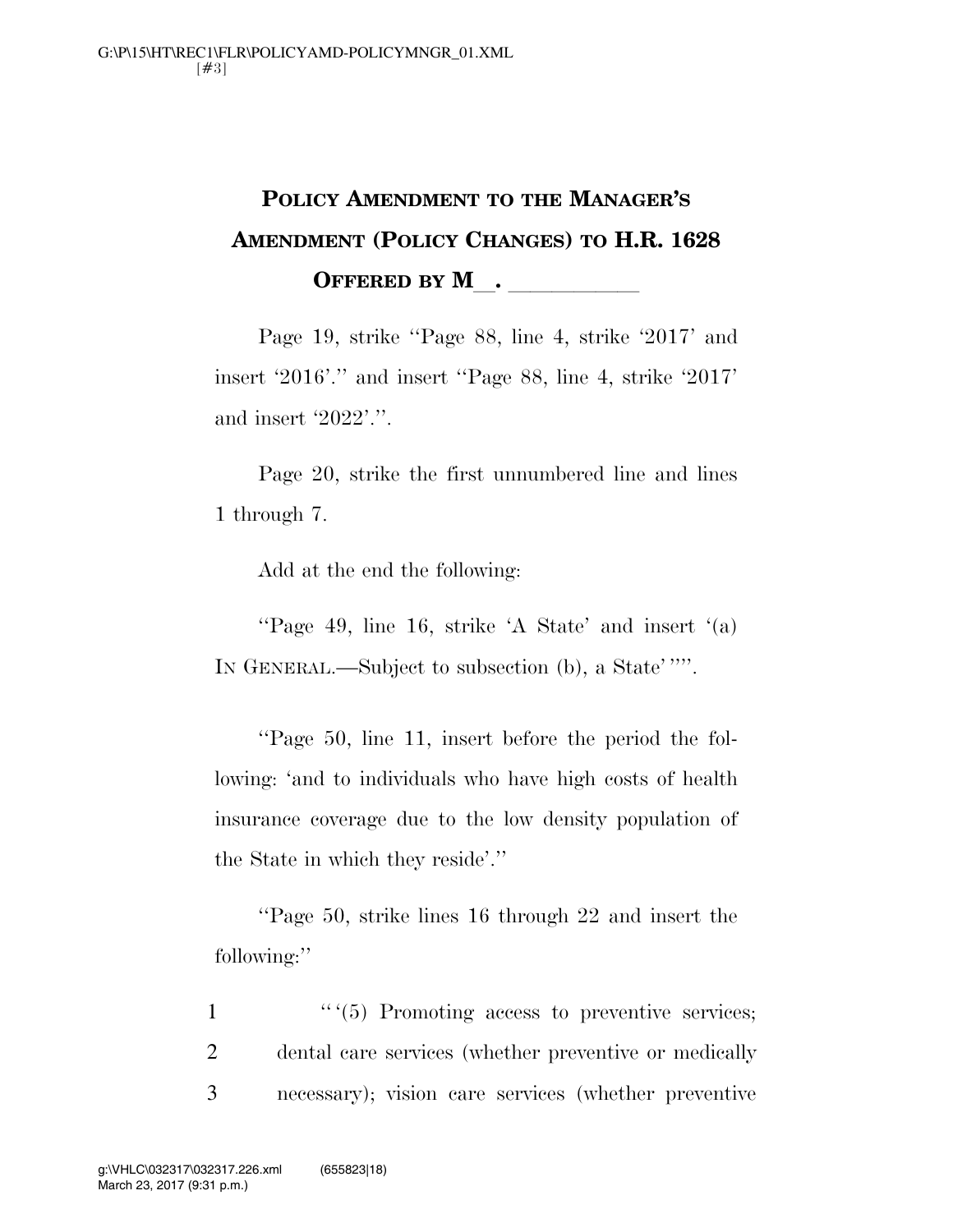# POLICY AMENDMENT TO THE MANAGER'S AMENDMENT (POLICY CHANGES) TO H.R. 1628

## OFFERED BY M\_\_. \_\_\_\_\_\_\_\_\_\_\_

Page 19, strike ''Page 88, line 4, strike '2017' and insert '2016'.'' and insert ''Page 88, line 4, strike '2017' and insert '2022'.''.

Page 20, strike the first unnumbered line and lines 1 through 7.

Add at the end the following:

''Page 49, line 16, strike 'A State' and insert '(a) IN GENERAL.—Subject to subsection (b), a State' ''''.

''Page 50, line 11, insert before the period the following: 'and to individuals who have high costs of health insurance coverage due to the low density population of the State in which they reside'.''

''Page 50, strike lines 16 through 22 and insert the following:''

1 '' '(5) Promoting access to preventive services;
2 dental care services (whether preventive or medically
3 necessary); vision care services (whether preventive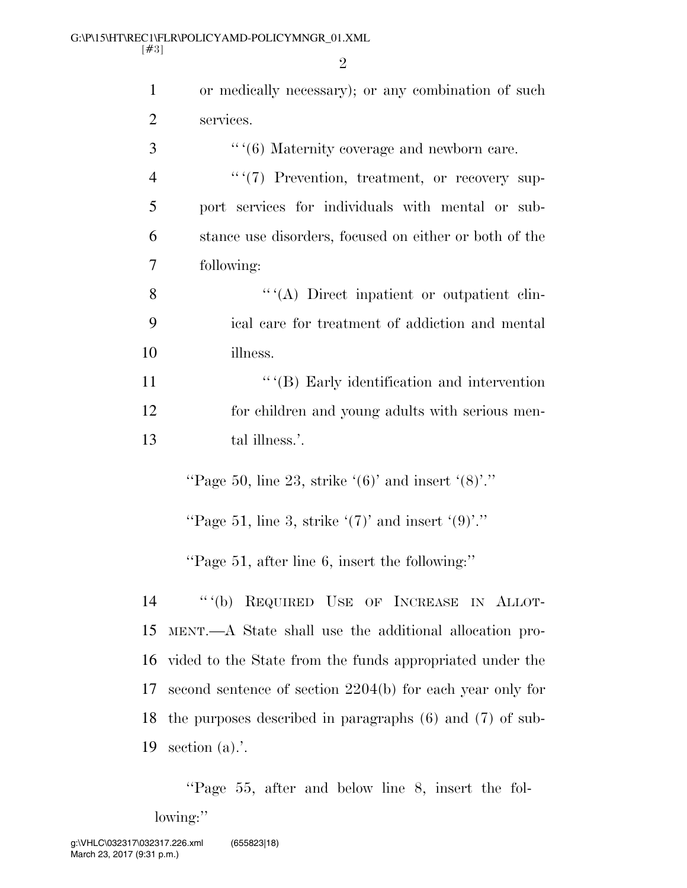or medically necessary); or any combination of such services.

''(6) Maternity coverage and newborn care.

''(7) Prevention, treatment, or recovery support services for individuals with mental or substance use disorders, focused on either or both of the following:

''(A) Direct inpatient or outpatient clinical care for treatment of addiction and mental illness.

''(B) Early identification and intervention for children and young adults with serious mental illness.'.

''Page 50, line 23, strike '(6)' and insert '(8)'.''

''Page 51, line 3, strike '(7)' and insert '(9)'.''

''Page 51, after line 6, insert the following:''

''(b) REQUIRED USE OF INCREASE IN ALLOTMENT.—A State shall use the additional allocation provided to the State from the funds appropriated under the second sentence of section 2204(b) for each year only for the purposes described in paragraphs (6) and (7) of subsection (a).'.

''Page 55, after and below line 8, insert the following:''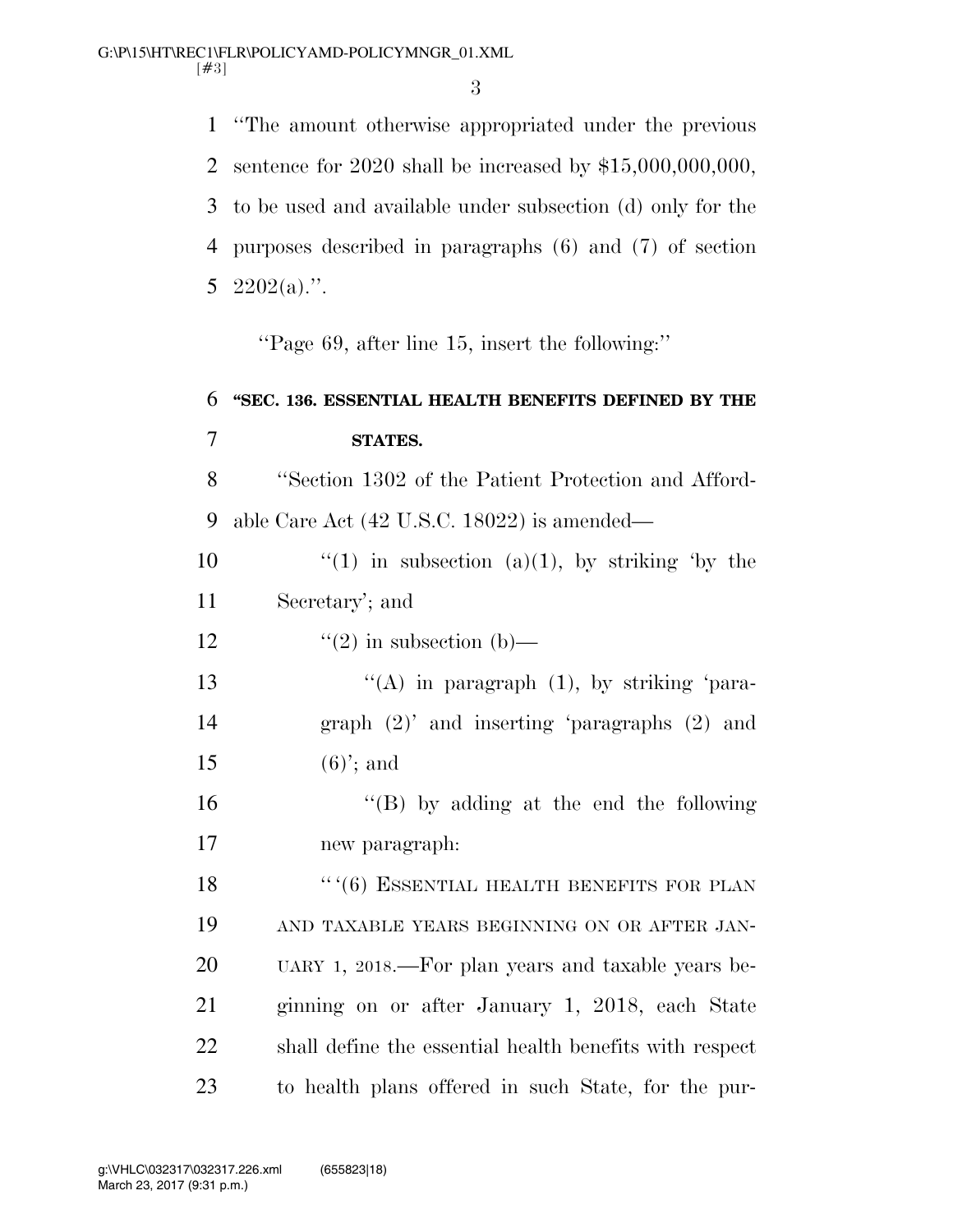"The amount otherwise appropriated under the previous sentence for 2020 shall be increased by $15,000,000,000, to be used and available under subsection (d) only for the purposes described in paragraphs (6) and (7) of section 2202(a).".

"Page 69, after line 15, insert the following:"

**"SEC. 136. ESSENTIAL HEALTH BENEFITS DEFINED BY THE STATES.**

"Section 1302 of the Patient Protection and Affordable Care Act (42 U.S.C. 18022) is amended—

"(1) in subsection (a)(1), by striking 'by the Secretary'; and

"(2) in subsection (b)—

"(A) in paragraph (1), by striking 'paragraph (2)' and inserting 'paragraphs (2) and (6)'; and

"(B) by adding at the end the following new paragraph:

"'(6) ESSENTIAL HEALTH BENEFITS FOR PLAN AND TAXABLE YEARS BEGINNING ON OR AFTER JANUARY 1, 2018.—For plan years and taxable years beginning on or after January 1, 2018, each State shall define the essential health benefits with respect to health plans offered in such State, for the pur-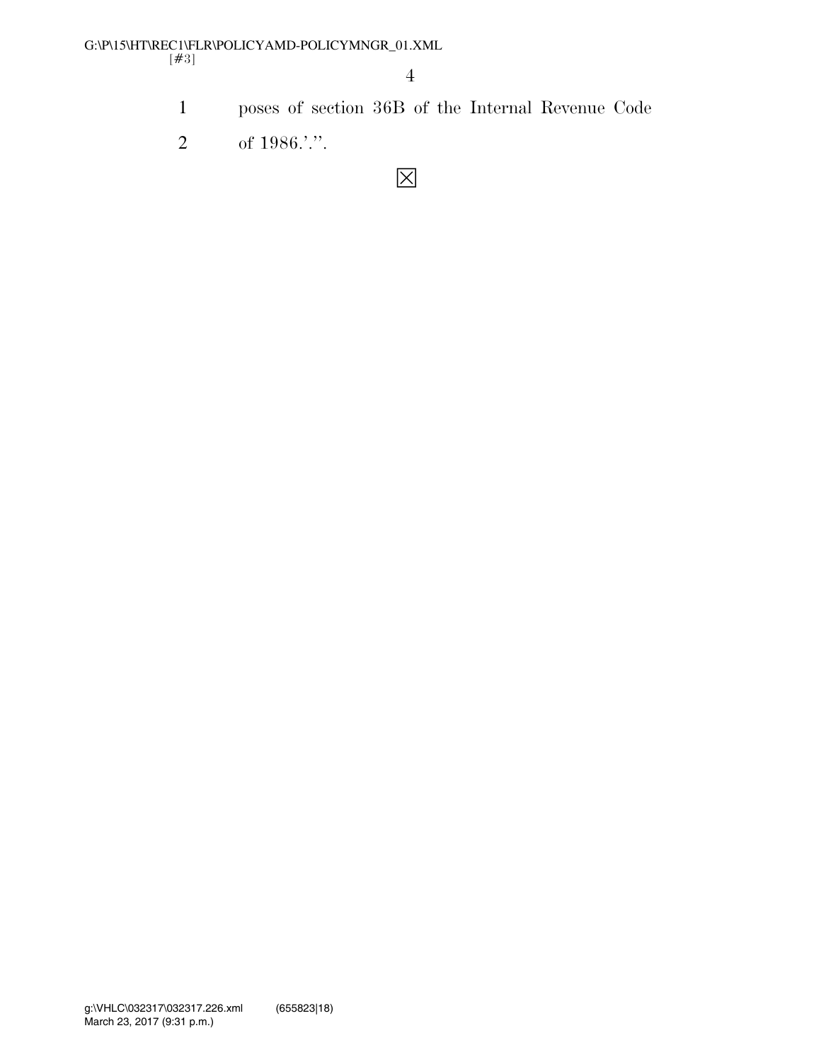poses of section 36B of the Internal Revenue Code of 1986.'.''.